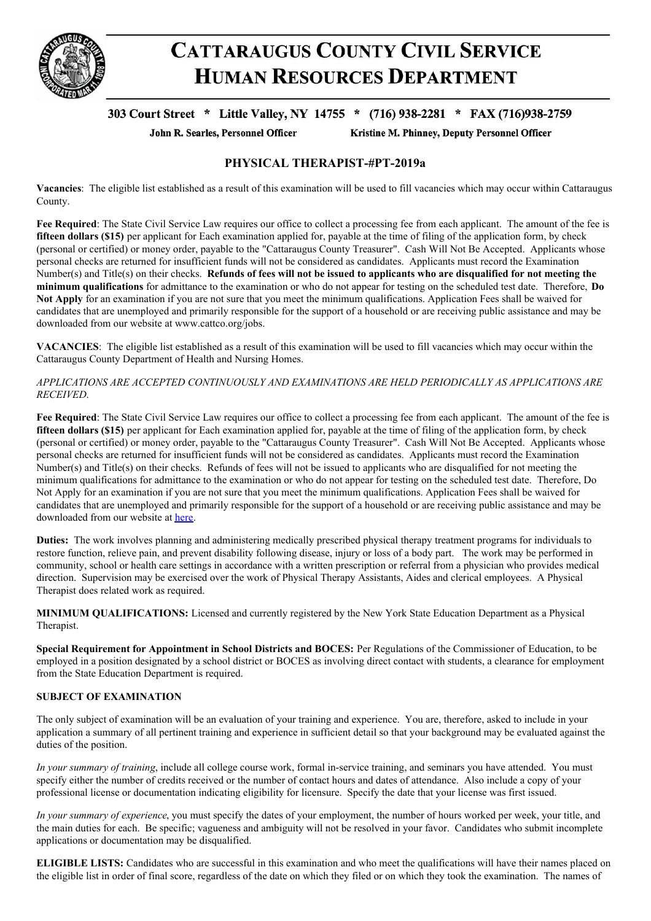# CATTARAUGUS COUNTY CIVIL SERVICE
# HUMAN RESOURCES DEPARTMENT

**303 Court Street * Little Valley, NY 14755 * (716) 938-2281 * FAX (716)938-2759**

**John R. Searles, Personnel Officer** **Kristine M. Phinney, Deputy Personnel Officer**

## PHYSICAL THERAPIST-#PT-2019a

**Vacancies**: The eligible list established as a result of this examination will be used to fill vacancies which may occur within Cattaraugus County.

**Fee Required**: The State Civil Service Law requires our office to collect a processing fee from each applicant. The amount of the fee is **fifteen dollars ($15)** per applicant for Each examination applied for, payable at the time of filing of the application form, by check (personal or certified) or money order, payable to the "Cattaraugus County Treasurer". Cash Will Not Be Accepted. Applicants whose personal checks are returned for insufficient funds will not be considered as candidates. Applicants must record the Examination Number(s) and Title(s) on their checks. **Refunds of fees will not be issued to applicants who are disqualified for not meeting the minimum qualifications** for admittance to the examination or who do not appear for testing on the scheduled test date. Therefore, **Do Not Apply** for an examination if you are not sure that you meet the minimum qualifications. Application Fees shall be waived for candidates that are unemployed and primarily responsible for the support of a household or are receiving public assistance and may be downloaded from our website at www.cattco.org/jobs.

**VACANCIES**: The eligible list established as a result of this examination will be used to fill vacancies which may occur within the Cattaraugus County Department of Health and Nursing Homes.

*APPLICATIONS ARE ACCEPTED CONTINUOUSLY AND EXAMINATIONS ARE HELD PERIODICALLY AS APPLICATIONS ARE RECEIVED.*

**Fee Required**: The State Civil Service Law requires our office to collect a processing fee from each applicant. The amount of the fee is **fifteen dollars ($15)** per applicant for Each examination applied for, payable at the time of filing of the application form, by check (personal or certified) or money order, payable to the "Cattaraugus County Treasurer". Cash Will Not Be Accepted. Applicants whose personal checks are returned for insufficient funds will not be considered as candidates. Applicants must record the Examination Number(s) and Title(s) on their checks. Refunds of fees will not be issued to applicants who are disqualified for not meeting the minimum qualifications for admittance to the examination or who do not appear for testing on the scheduled test date. Therefore, Do Not Apply for an examination if you are not sure that you meet the minimum qualifications. Application Fees shall be waived for candidates that are unemployed and primarily responsible for the support of a household or are receiving public assistance and may be downloaded from our website at here.

**Duties:** The work involves planning and administering medically prescribed physical therapy treatment programs for individuals to restore function, relieve pain, and prevent disability following disease, injury or loss of a body part. The work may be performed in community, school or health care settings in accordance with a written prescription or referral from a physician who provides medical direction. Supervision may be exercised over the work of Physical Therapy Assistants, Aides and clerical employees. A Physical Therapist does related work as required.

**MINIMUM QUALIFICATIONS:** Licensed and currently registered by the New York State Education Department as a Physical Therapist.

**Special Requirement for Appointment in School Districts and BOCES:** Per Regulations of the Commissioner of Education, to be employed in a position designated by a school district or BOCES as involving direct contact with students, a clearance for employment from the State Education Department is required.

**SUBJECT OF EXAMINATION**

The only subject of examination will be an evaluation of your training and experience. You are, therefore, asked to include in your application a summary of all pertinent training and experience in sufficient detail so that your background may be evaluated against the duties of the position.

*In your summary of training*, include all college course work, formal in-service training, and seminars you have attended. You must specify either the number of credits received or the number of contact hours and dates of attendance. Also include a copy of your professional license or documentation indicating eligibility for licensure. Specify the date that your license was first issued.

*In your summary of experience*, you must specify the dates of your employment, the number of hours worked per week, your title, and the main duties for each. Be specific; vagueness and ambiguity will not be resolved in your favor. Candidates who submit incomplete applications or documentation may be disqualified.

**ELIGIBLE LISTS:** Candidates who are successful in this examination and who meet the qualifications will have their names placed on the eligible list in order of final score, regardless of the date on which they filed or on which they took the examination. The names of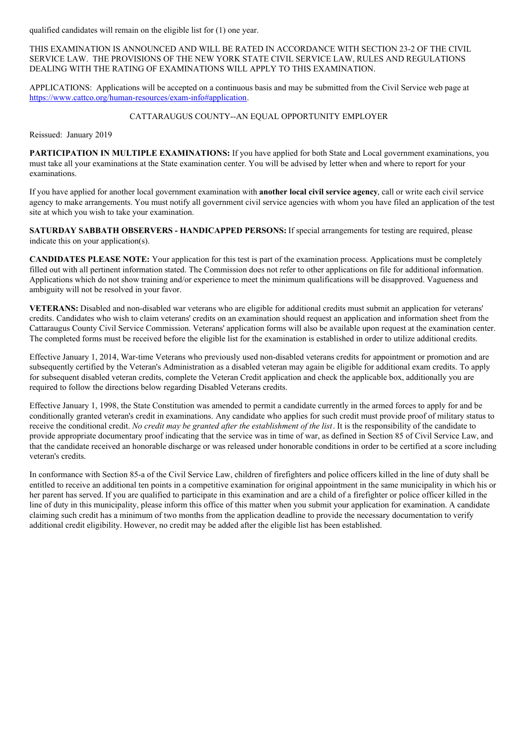qualified candidates will remain on the eligible list for (1) one year.

THIS EXAMINATION IS ANNOUNCED AND WILL BE RATED IN ACCORDANCE WITH SECTION 23-2 OF THE CIVIL SERVICE LAW. THE PROVISIONS OF THE NEW YORK STATE CIVIL SERVICE LAW, RULES AND REGULATIONS DEALING WITH THE RATING OF EXAMINATIONS WILL APPLY TO THIS EXAMINATION.

APPLICATIONS: Applications will be accepted on a continuous basis and may be submitted from the Civil Service web page at https://www.cattco.org/human-resources/exam-info#application.

CATTARAUGUS COUNTY--AN EQUAL OPPORTUNITY EMPLOYER

Reissued: January 2019

**PARTICIPATION IN MULTIPLE EXAMINATIONS:** If you have applied for both State and Local government examinations, you must take all your examinations at the State examination center. You will be advised by letter when and where to report for your examinations.

If you have applied for another local government examination with **another local civil service agency**, call or write each civil service agency to make arrangements. You must notify all government civil service agencies with whom you have filed an application of the test site at which you wish to take your examination.

**SATURDAY SABBATH OBSERVERS - HANDICAPPED PERSONS:** If special arrangements for testing are required, please indicate this on your application(s).

**CANDIDATES PLEASE NOTE:** Your application for this test is part of the examination process. Applications must be completely filled out with all pertinent information stated. The Commission does not refer to other applications on file for additional information. Applications which do not show training and/or experience to meet the minimum qualifications will be disapproved. Vagueness and ambiguity will not be resolved in your favor.

**VETERANS:** Disabled and non-disabled war veterans who are eligible for additional credits must submit an application for veterans' credits. Candidates who wish to claim veterans' credits on an examination should request an application and information sheet from the Cattaraugus County Civil Service Commission. Veterans' application forms will also be available upon request at the examination center. The completed forms must be received before the eligible list for the examination is established in order to utilize additional credits.

Effective January 1, 2014, War-time Veterans who previously used non-disabled veterans credits for appointment or promotion and are subsequently certified by the Veteran's Administration as a disabled veteran may again be eligible for additional exam credits. To apply for subsequent disabled veteran credits, complete the Veteran Credit application and check the applicable box, additionally you are required to follow the directions below regarding Disabled Veterans credits.

Effective January 1, 1998, the State Constitution was amended to permit a candidate currently in the armed forces to apply for and be conditionally granted veteran's credit in examinations. Any candidate who applies for such credit must provide proof of military status to receive the conditional credit. *No credit may be granted after the establishment of the list*. It is the responsibility of the candidate to provide appropriate documentary proof indicating that the service was in time of war, as defined in Section 85 of Civil Service Law, and that the candidate received an honorable discharge or was released under honorable conditions in order to be certified at a score including veteran's credits.

In conformance with Section 85-a of the Civil Service Law, children of firefighters and police officers killed in the line of duty shall be entitled to receive an additional ten points in a competitive examination for original appointment in the same municipality in which his or her parent has served. If you are qualified to participate in this examination and are a child of a firefighter or police officer killed in the line of duty in this municipality, please inform this office of this matter when you submit your application for examination. A candidate claiming such credit has a minimum of two months from the application deadline to provide the necessary documentation to verify additional credit eligibility. However, no credit may be added after the eligible list has been established.